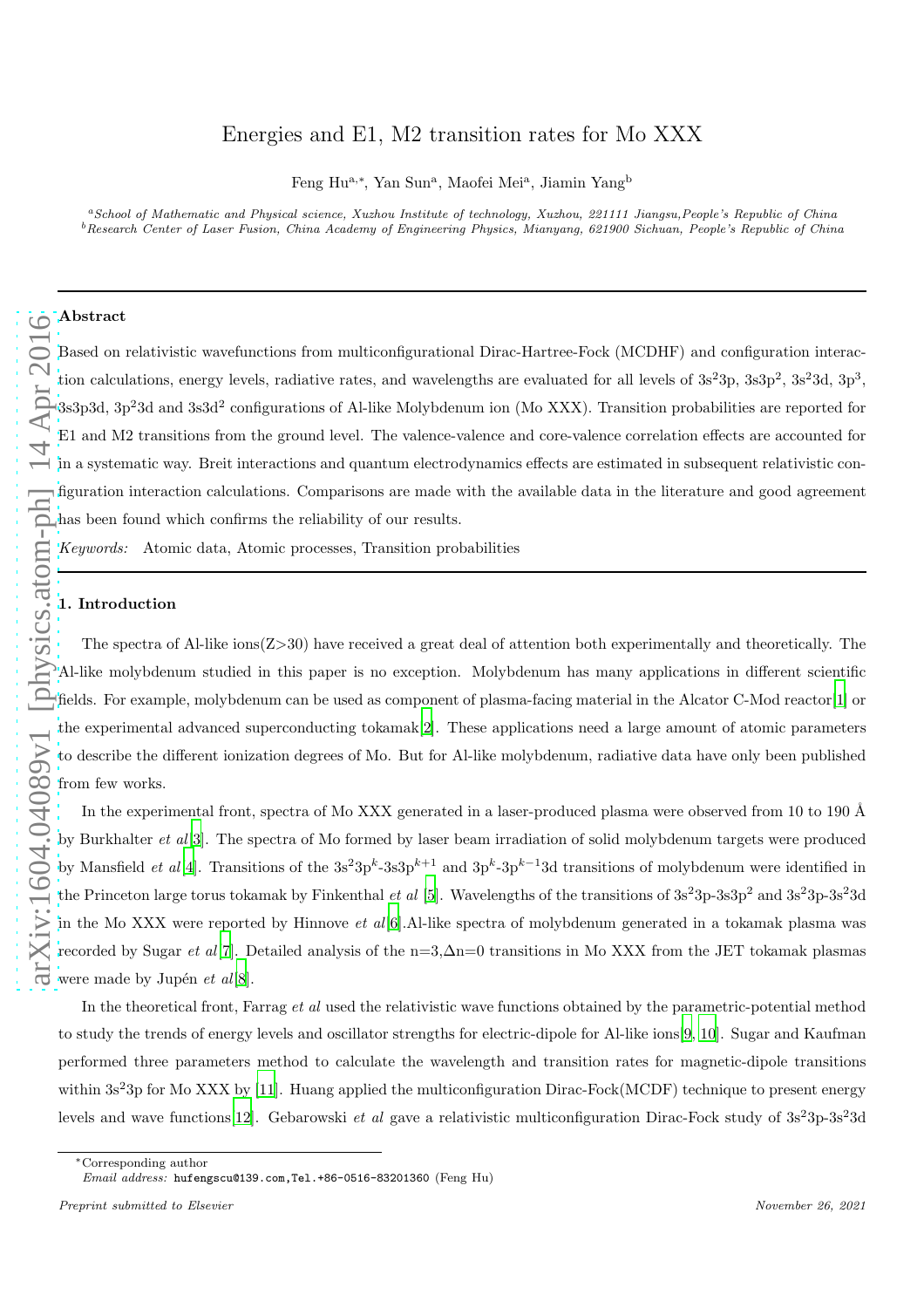# Energies and E1, M2 transition rates for Mo XXX

Feng Hu[a,*], Yan Sun[a], Maofei Mei[a], Jiamin Yang[b]

[a] *School of Mathematic and Physical science, Xuzhou Institute of technology, Xuzhou, 221111 Jiangsu,People's Republic of China*
[b] *Research Center of Laser Fusion, China Academy of Engineering Physics, Mianyang, 621900 Sichuan, People's Republic of China*

---

**Abstract**

Based on relativistic wavefunctions from multiconfigurational Dirac-Hartree-Fock (MCDHF) and configuration interaction calculations, energy levels, radiative rates, and wavelengths are evaluated for all levels of $3s^23p$, $3s3p^2$, $3s^23d$, $3p^3$, $3s3p3d$, $3p^23d$ and $3s3d^2$ configurations of Al-like Molybdenum ion (Mo XXX). Transition probabilities are reported for E1 and M2 transitions from the ground level. The valence-valence and core-valence correlation effects are accounted for in a systematic way. Breit interactions and quantum electrodynamics effects are estimated in subsequent relativistic configuration interaction calculations. Comparisons are made with the available data in the literature and good agreement has been found which confirms the reliability of our results.

*Keywords:* Atomic data, Atomic processes, Transition probabilities

---

## 1. Introduction

The spectra of Al-like ions(Z>30) have received a great deal of attention both experimentally and theoretically. The Al-like molybdenum studied in this paper is no exception. Molybdenum has many applications in different scientific fields. For example, molybdenum can be used as component of plasma-facing material in the Alcator C-Mod reactor[1] or the experimental advanced superconducting tokamak[2]. These applications need a large amount of atomic parameters to describe the different ionization degrees of Mo. But for Al-like molybdenum, radiative data have only been published from few works.

In the experimental front, spectra of Mo XXX generated in a laser-produced plasma were observed from 10 to 190 Å by Burkhalter *et al*[3]. The spectra of Mo formed by laser beam irradiation of solid molybdenum targets were produced by Mansfield *et al*[4]. Transitions of the $3s^23p^k$-$3s3p^{k+1}$ and $3p^k$-$3p^{k-1}3d$ transitions of molybdenum were identified in the Princeton large torus tokamak by Finkenthal *et al* [5]. Wavelengths of the transitions of $3s^23p$-$3s3p^2$ and $3s^23p$-$3s^23d$ in the Mo XXX were reported by Hinnove *et al*[6].Al-like spectra of molybdenum generated in a tokamak plasma was recorded by Sugar *et al*[7]. Detailed analysis of the n=3,Δn=0 transitions in Mo XXX from the JET tokamak plasmas were made by Jupén *et al*[8].

In the theoretical front, Farrag *et al* used the relativistic wave functions obtained by the parametric-potential method to study the trends of energy levels and oscillator strengths for electric-dipole for Al-like ions[9, 10]. Sugar and Kaufman performed three parameters method to calculate the wavelength and transition rates for magnetic-dipole transitions within $3s^23p$ for Mo XXX by [11]. Huang applied the multiconfiguration Dirac-Fock(MCDF) technique to present energy levels and wave functions[12]. Gebarowski *et al* gave a relativistic multiconfiguration Dirac-Fock study of $3s^23p$-$3s^23d$

---

*Corresponding author
*Email address:* hufengscu@139.com,Tel.+86-0516-83201360 (Feng Hu)

*Preprint submitted to Elsevier* November 26, 2021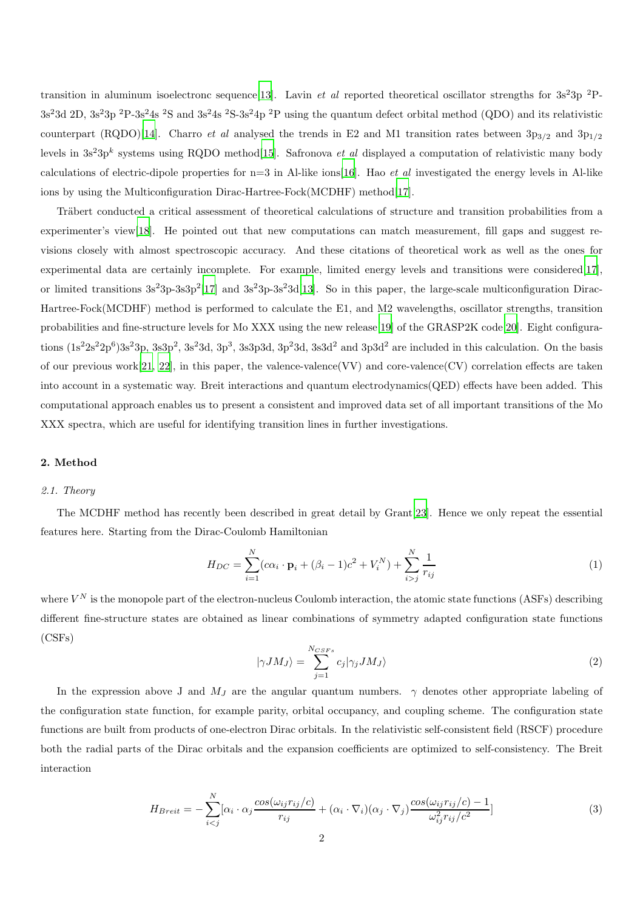transition in aluminum isoelectronc sequence[13]. Lavin *et al* reported theoretical oscillator strengths for $3s^23p$ $^2P$-$3s^23d$ 2D, $3s^23p$ $^2P$-$3s^24s$ $^2S$ and $3s^24s$ $^2S$-$3s^24p$ $^2P$ using the quantum defect orbital method (QDO) and its relativistic counterpart (RQDO)[14]. Charro *et al* analysed the trends in E2 and M1 transition rates between $3p_{3/2}$ and $3p_{1/2}$ levels in $3s^23p^k$ systems using RQDO method[15]. Safronova *et al* displayed a computation of relativistic many body calculations of electric-dipole properties for n=3 in Al-like ions[16]. Hao *et al* investigated the energy levels in Al-like ions by using the Multiconfiguration Dirac-Hartree-Fock(MCDHF) method[17].

Träbert conducted a critical assessment of theoretical calculations of structure and transition probabilities from a experimenter's view[18]. He pointed out that new computations can match measurement, fill gaps and suggest revisions closely with almost spectroscopic accuracy. And these citations of theoretical work as well as the ones for experimental data are certainly incomplete. For example, limited energy levels and transitions were considered[17], or limited transitions $3s^23p$-$3s3p^2$[17] and $3s^23p$-$3s^23d$[13]. So in this paper, the large-scale multiconfiguration Dirac-Hartree-Fock(MCDHF) method is performed to calculate the E1, and M2 wavelengths, oscillator strengths, transition probabilities and fine-structure levels for Mo XXX using the new release[19] of the GRASP2K code[20]. Eight configurations $(1s^22s^22p^6)3s^23p$, $3s3p^2$, $3s^23d$, $3p^3$, $3s3p3d$, $3p^23d$, $3s3d^2$ and $3p3d^2$ are included in this calculation. On the basis of our previous work[21, 22], in this paper, the valence-valence(VV) and core-valence(CV) correlation effects are taken into account in a systematic way. Breit interactions and quantum electrodynamics(QED) effects have been added. This computational approach enables us to present a consistent and improved data set of all important transitions of the Mo XXX spectra, which are useful for identifying transition lines in further investigations.

## 2. Method

### *2.1. Theory*

The MCDHF method has recently been described in great detail by Grant[23]. Hence we only repeat the essential features here. Starting from the Dirac-Coulomb Hamiltonian

$$H_{DC} = \sum_{i=1}^{N} (c\alpha_i \cdot \mathbf{p}_i + (\beta_i - 1)c^2 + V_i^N) + \sum_{i>j}^{N} \frac{1}{r_{ij}} \tag{1}$$

where $V^N$ is the monopole part of the electron-nucleus Coulomb interaction, the atomic state functions (ASFs) describing different fine-structure states are obtained as linear combinations of symmetry adapted configuration state functions (CSFs)

$$|\gamma J M_J\rangle = \sum_{j=1}^{N_{CSFs}} c_j |\gamma_j J M_J\rangle \tag{2}$$

In the expression above J and $M_J$ are the angular quantum numbers. $\gamma$ denotes other appropriate labeling of the configuration state function, for example parity, orbital occupancy, and coupling scheme. The configuration state functions are built from products of one-electron Dirac orbitals. In the relativistic self-consistent field (RSCF) procedure both the radial parts of the Dirac orbitals and the expansion coefficients are optimized to self-consistency. The Breit interaction

$$H_{Breit} = -\sum_{i<j}^{N} [\alpha_i \cdot \alpha_j \frac{cos(\omega_{ij} r_{ij}/c)}{r_{ij}} + (\alpha_i \cdot \nabla_i)(\alpha_j \cdot \nabla_j) \frac{cos(\omega_{ij} r_{ij}/c) - 1}{\omega_{ij}^2 r_{ij}/c^2}] \tag{3}$$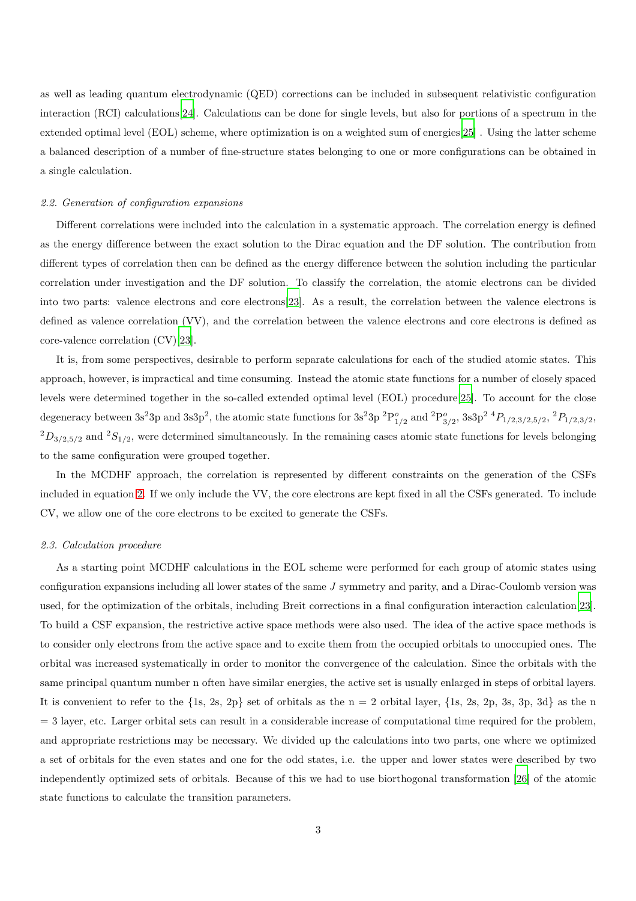as well as leading quantum electrodynamic (QED) corrections can be included in subsequent relativistic configuration interaction (RCI) calculations[24]. Calculations can be done for single levels, but also for portions of a spectrum in the extended optimal level (EOL) scheme, where optimization is on a weighted sum of energies[25] . Using the latter scheme a balanced description of a number of fine-structure states belonging to one or more configurations can be obtained in a single calculation.

### *2.2. Generation of configuration expansions*

Different correlations were included into the calculation in a systematic approach. The correlation energy is defined as the energy difference between the exact solution to the Dirac equation and the DF solution. The contribution from different types of correlation then can be defined as the energy difference between the solution including the particular correlation under investigation and the DF solution. To classify the correlation, the atomic electrons can be divided into two parts: valence electrons and core electrons[23]. As a result, the correlation between the valence electrons is defined as valence correlation (VV), and the correlation between the valence electrons and core electrons is defined as core-valence correlation (CV)[23].

It is, from some perspectives, desirable to perform separate calculations for each of the studied atomic states. This approach, however, is impractical and time consuming. Instead the atomic state functions for a number of closely spaced levels were determined together in the so-called extended optimal level (EOL) procedure[25]. To account for the close degeneracy between $3s^23p$ and $3s3p^2$, the atomic state functions for $3s^23p$ $^2P^o_{1/2}$ and $^2P^o_{3/2}$, $3s3p^2$ $^4P_{1/2,3/2,5/2}$, $^2P_{1/2,3/2}$, $^2D_{3/2,5/2}$ and $^2S_{1/2}$, were determined simultaneously. In the remaining cases atomic state functions for levels belonging to the same configuration were grouped together.

In the MCDHF approach, the correlation is represented by different constraints on the generation of the CSFs included in equation 2. If we only include the VV, the core electrons are kept fixed in all the CSFs generated. To include CV, we allow one of the core electrons to be excited to generate the CSFs.

### *2.3. Calculation procedure*

As a starting point MCDHF calculations in the EOL scheme were performed for each group of atomic states using configuration expansions including all lower states of the same $J$ symmetry and parity, and a Dirac-Coulomb version was used, for the optimization of the orbitals, including Breit corrections in a final configuration interaction calculation[23]. To build a CSF expansion, the restrictive active space methods were also used. The idea of the active space methods is to consider only electrons from the active space and to excite them from the occupied orbitals to unoccupied ones. The orbital was increased systematically in order to monitor the convergence of the calculation. Since the orbitals with the same principal quantum number n often have similar energies, the active set is usually enlarged in steps of orbital layers. It is convenient to refer to the {1s, 2s, 2p} set of orbitals as the n = 2 orbital layer, {1s, 2s, 2p, 3s, 3p, 3d} as the n = 3 layer, etc. Larger orbital sets can result in a considerable increase of computational time required for the problem, and appropriate restrictions may be necessary. We divided up the calculations into two parts, one where we optimized a set of orbitals for the even states and one for the odd states, i.e. the upper and lower states were described by two independently optimized sets of orbitals. Because of this we had to use biorthogonal transformation [26] of the atomic state functions to calculate the transition parameters.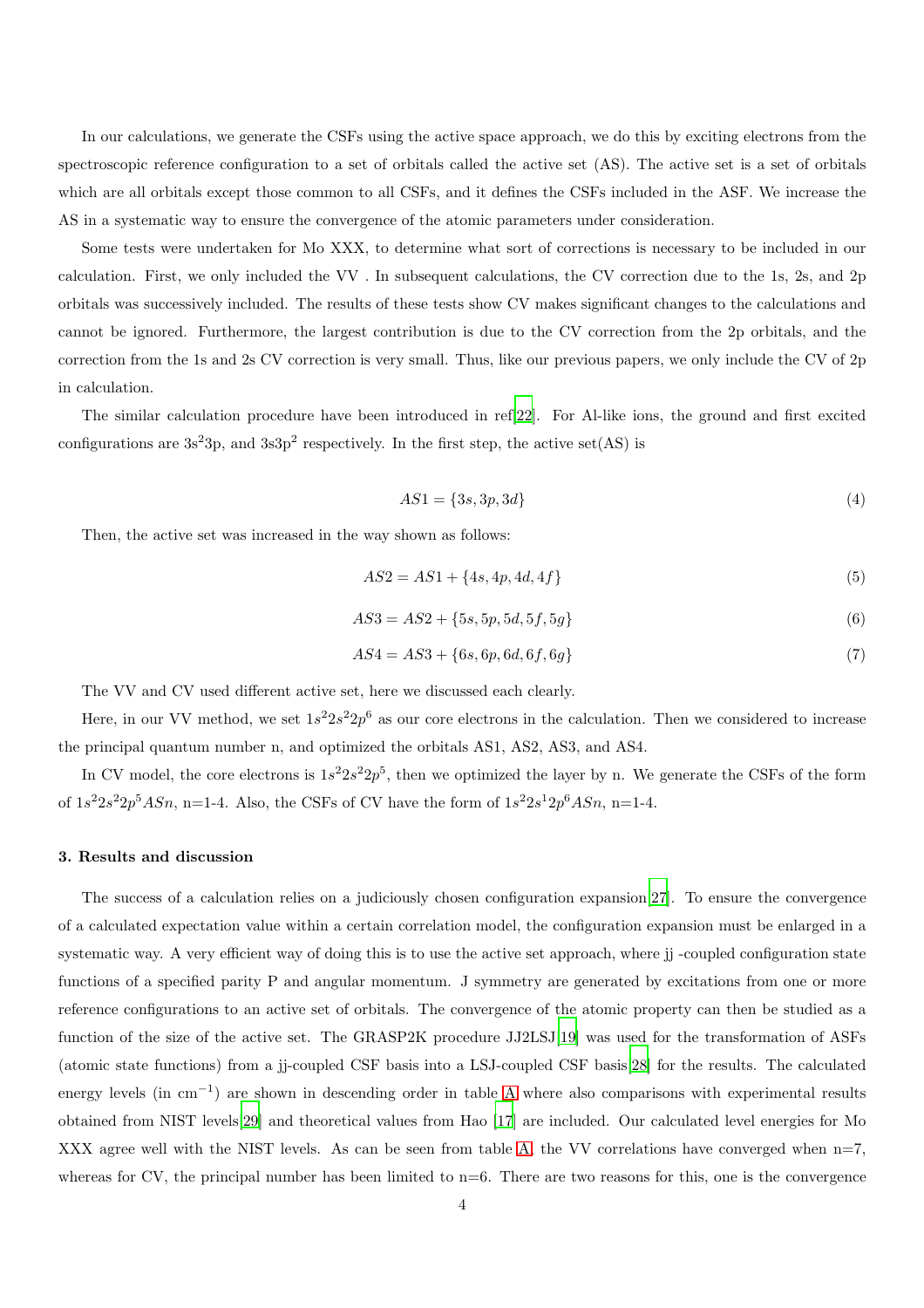In our calculations, we generate the CSFs using the active space approach, we do this by exciting electrons from the spectroscopic reference configuration to a set of orbitals called the active set (AS). The active set is a set of orbitals which are all orbitals except those common to all CSFs, and it defines the CSFs included in the ASF. We increase the AS in a systematic way to ensure the convergence of the atomic parameters under consideration.

Some tests were undertaken for Mo XXX, to determine what sort of corrections is necessary to be included in our calculation. First, we only included the VV . In subsequent calculations, the CV correction due to the 1s, 2s, and 2p orbitals was successively included. The results of these tests show CV makes significant changes to the calculations and cannot be ignored. Furthermore, the largest contribution is due to the CV correction from the 2p orbitals, and the correction from the 1s and 2s CV correction is very small. Thus, like our previous papers, we only include the CV of 2p in calculation.

The similar calculation procedure have been introduced in ref[22]. For Al-like ions, the ground and first excited configurations are $3s^23p$, and $3s3p^2$ respectively. In the first step, the active set(AS) is

$$AS1 = \{3s, 3p, 3d\} \tag{4}$$

Then, the active set was increased in the way shown as follows:

$$AS2 = AS1 + \{4s, 4p, 4d, 4f\} \tag{5}$$

$$AS3 = AS2 + \{5s, 5p, 5d, 5f, 5g\} \tag{6}$$

$$AS4 = AS3 + \{6s, 6p, 6d, 6f, 6g\} \tag{7}$$

The VV and CV used different active set, here we discussed each clearly.

Here, in our VV method, we set $1s^22s^22p^6$ as our core electrons in the calculation. Then we considered to increase the principal quantum number n, and optimized the orbitals AS1, AS2, AS3, and AS4.

In CV model, the core electrons is $1s^22s^22p^5$, then we optimized the layer by n. We generate the CSFs of the form of $1s^22s^22p^5ASn$, n=1-4. Also, the CSFs of CV have the form of $1s^22s^12p^6ASn$, n=1-4.

### 3. Results and discussion

The success of a calculation relies on a judiciously chosen configuration expansion[27]. To ensure the convergence of a calculated expectation value within a certain correlation model, the configuration expansion must be enlarged in a systematic way. A very efficient way of doing this is to use the active set approach, where jj -coupled configuration state functions of a specified parity P and angular momentum. J symmetry are generated by excitations from one or more reference configurations to an active set of orbitals. The convergence of the atomic property can then be studied as a function of the size of the active set. The GRASP2K procedure JJ2LSJ[19] was used for the transformation of ASFs (atomic state functions) from a jj-coupled CSF basis into a LSJ-coupled CSF basis[28] for the results. The calculated energy levels (in $\mathrm{cm}^{-1}$) are shown in descending order in table A where also comparisons with experimental results obtained from NIST levels[29] and theoretical values from Hao [17] are included. Our calculated level energies for Mo XXX agree well with the NIST levels. As can be seen from table A, the VV correlations have converged when n=7, whereas for CV, the principal number has been limited to n=6. There are two reasons for this, one is the convergence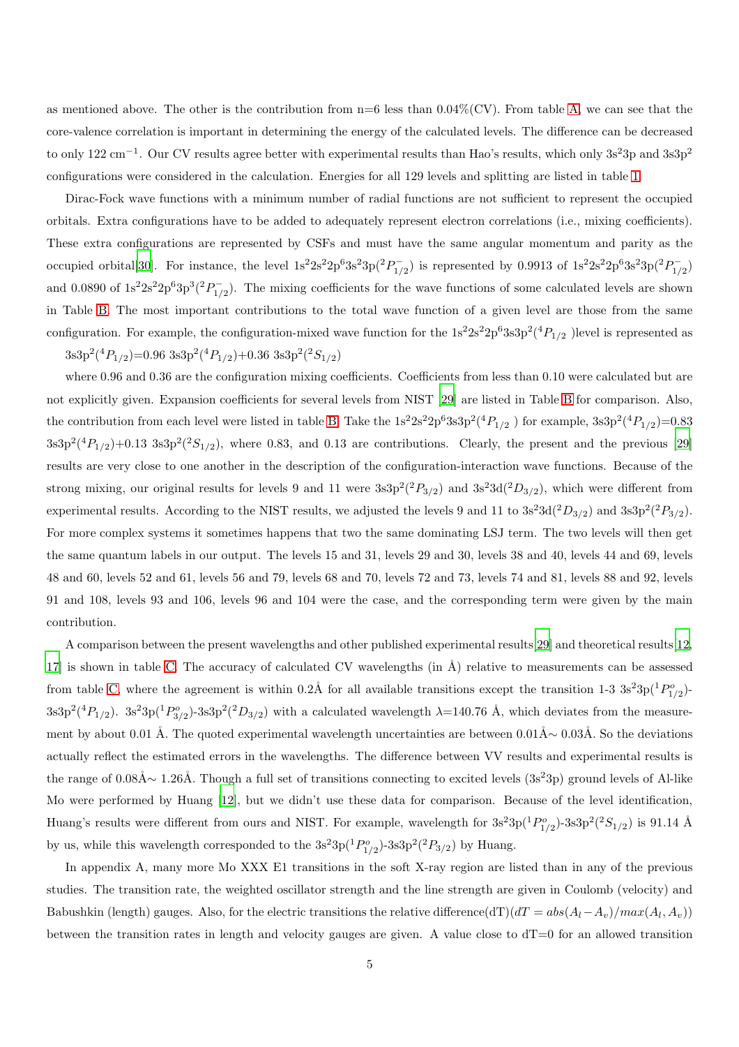as mentioned above. The other is the contribution from n=6 less than 0.04%(CV). From table A, we can see that the core-valence correlation is important in determining the energy of the calculated levels. The difference can be decreased to only 122 $cm^{-1}$. Our CV results agree better with experimental results than Hao's results, which only $3s^23p$ and $3s3p^2$ configurations were considered in the calculation. Energies for all 129 levels and splitting are listed in table 1.

Dirac-Fock wave functions with a minimum number of radial functions are not sufficient to represent the occupied orbitals. Extra configurations have to be added to adequately represent electron correlations (i.e., mixing coefficients). These extra configurations are represented by CSFs and must have the same angular momentum and parity as the occupied orbital[30]. For instance, the level $1s^22s^22p^63s^23p(^2P^-_{1/2})$ is represented by 0.9913 of $1s^22s^22p^63s^23p(^2P^-_{1/2})$ and 0.0890 of $1s^22s^22p^63p^3(^2P^-_{1/2})$. The mixing coefficients for the wave functions of some calculated levels are shown in Table B. The most important contributions to the total wave function of a given level are those from the same configuration. For example, the configuration-mixed wave function for the $1s^22s^22p^63s3p^2(^4P_{1/2}$ )level is represented as

$3s3p^2(^4P_{1/2})$=0.96 $3s3p^2(^4P_{1/2})$+0.36 $3s3p^2(^2S_{1/2})$

where 0.96 and 0.36 are the configuration mixing coefficients. Coefficients from less than 0.10 were calculated but are not explicitly given. Expansion coefficients for several levels from NIST [29] are listed in Table B for comparison. Also, the contribution from each level were listed in table B. Take the $1s^22s^22p^63s3p^2(^4P_{1/2}$ ) for example, $3s3p^2(^4P_{1/2})$=0.83 $3s3p^2(^4P_{1/2})$+0.13 $3s3p^2(^2S_{1/2})$, where 0.83, and 0.13 are contributions. Clearly, the present and the previous [29] results are very close to one another in the description of the configuration-interaction wave functions. Because of the strong mixing, our original results for levels 9 and 11 were $3s3p^2(^2P_{3/2})$ and $3s^23d(^2D_{3/2})$, which were different from experimental results. According to the NIST results, we adjusted the levels 9 and 11 to $3s^23d(^2D_{3/2})$ and $3s3p^2(^2P_{3/2})$. For more complex systems it sometimes happens that two the same dominating LSJ term. The two levels will then get the same quantum labels in our output. The levels 15 and 31, levels 29 and 30, levels 38 and 40, levels 44 and 69, levels 48 and 60, levels 52 and 61, levels 56 and 79, levels 68 and 70, levels 72 and 73, levels 74 and 81, levels 88 and 92, levels 91 and 108, levels 93 and 106, levels 96 and 104 were the case, and the corresponding term were given by the main contribution.

A comparison between the present wavelengths and other published experimental results[29] and theoretical results[12, 17] is shown in table C. The accuracy of calculated CV wavelengths (in Å) relative to measurements can be assessed from table C, where the agreement is within 0.2Å for all available transitions except the transition 1-3 $3s^23p(^1P^o_{1/2})$-$3s3p^2(^4P_{1/2})$. $3s^23p(^1P^o_{3/2})$-$3s3p^2(^2D_{3/2})$ with a calculated wavelength $\lambda$=140.76 Å, which deviates from the measurement by about 0.01 Å. The quoted experimental wavelength uncertainties are between 0.01Å$\sim$ 0.03Å. So the deviations actually reflect the estimated errors in the wavelengths. The difference between VV results and experimental results is the range of 0.08Å$\sim$ 1.26Å. Though a full set of transitions connecting to excited levels ($3s^23p$) ground levels of Al-like Mo were performed by Huang [12], but we didn't use these data for comparison. Because of the level identification, Huang's results were different from ours and NIST. For example, wavelength for $3s^23p(^1P^o_{1/2})$-$3s3p^2(^2S_{1/2})$ is 91.14 Å by us, while this wavelength corresponded to the $3s^23p(^1P^o_{1/2})$-$3s3p^2(^2P_{3/2})$ by Huang.

In appendix A, many more Mo XXX E1 transitions in the soft X-ray region are listed than in any of the previous studies. The transition rate, the weighted oscillator strength and the line strength are given in Coulomb (velocity) and Babushkin (length) gauges. Also, for the electric transitions the relative difference(dT)($dT = abs(A_l - A_v)/max(A_l, A_v)$) between the transition rates in length and velocity gauges are given. A value close to dT=0 for an allowed transition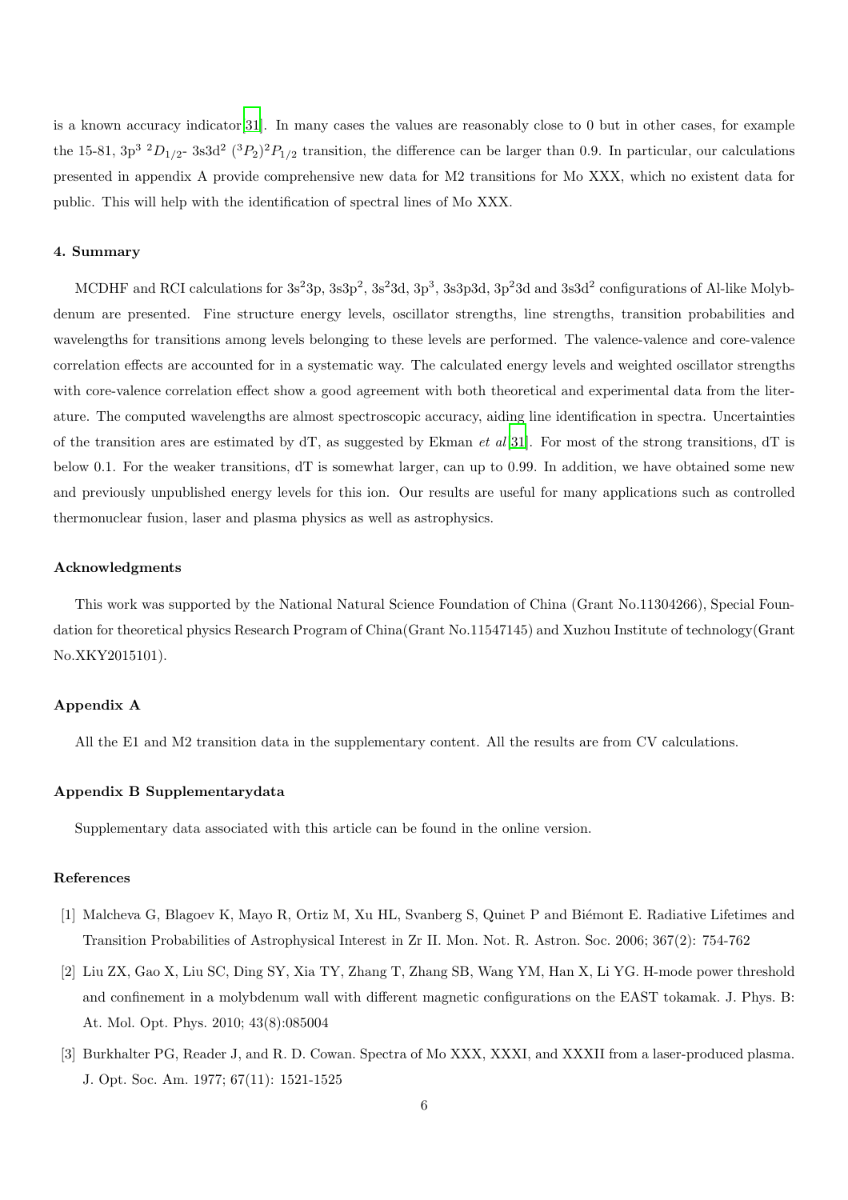is a known accuracy indicator[31]. In many cases the values are reasonably close to 0 but in other cases, for example the 15-81, $3p^3\ ^2D_{1/2}$- $3s3d^2\ (^3P_2)^2P_{1/2}$ transition, the difference can be larger than 0.9. In particular, our calculations presented in appendix A provide comprehensive new data for M2 transitions for Mo XXX, which no existent data for public. This will help with the identification of spectral lines of Mo XXX.

## 4. Summary

MCDHF and RCI calculations for $3s^23p$, $3s3p^2$, $3s^23d$, $3p^3$, $3s3p3d$, $3p^23d$ and $3s3d^2$ configurations of Al-like Molybdenum are presented. Fine structure energy levels, oscillator strengths, line strengths, transition probabilities and wavelengths for transitions among levels belonging to these levels are performed. The valence-valence and core-valence correlation effects are accounted for in a systematic way. The calculated energy levels and weighted oscillator strengths with core-valence correlation effect show a good agreement with both theoretical and experimental data from the literature. The computed wavelengths are almost spectroscopic accuracy, aiding line identification in spectra. Uncertainties of the transition ares are estimated by dT, as suggested by Ekman *et al*[31]. For most of the strong transitions, dT is below 0.1. For the weaker transitions, dT is somewhat larger, can up to 0.99. In addition, we have obtained some new and previously unpublished energy levels for this ion. Our results are useful for many applications such as controlled thermonuclear fusion, laser and plasma physics as well as astrophysics.

## Acknowledgments

This work was supported by the National Natural Science Foundation of China (Grant No.11304266), Special Foundation for theoretical physics Research Program of China(Grant No.11547145) and Xuzhou Institute of technology(Grant No.XKY2015101).

## Appendix A

All the E1 and M2 transition data in the supplementary content. All the results are from CV calculations.

## Appendix B Supplementarydata

Supplementary data associated with this article can be found in the online version.

## References

[1] Malcheva G, Blagoev K, Mayo R, Ortiz M, Xu HL, Svanberg S, Quinet P and Biémont E. Radiative Lifetimes and Transition Probabilities of Astrophysical Interest in Zr II. Mon. Not. R. Astron. Soc. 2006; 367(2): 754-762

[2] Liu ZX, Gao X, Liu SC, Ding SY, Xia TY, Zhang T, Zhang SB, Wang YM, Han X, Li YG. H-mode power threshold and confinement in a molybdenum wall with different magnetic configurations on the EAST tokamak. J. Phys. B: At. Mol. Opt. Phys. 2010; 43(8):085004

[3] Burkhalter PG, Reader J, and R. D. Cowan. Spectra of Mo XXX, XXXI, and XXXII from a laser-produced plasma. J. Opt. Soc. Am. 1977; 67(11): 1521-1525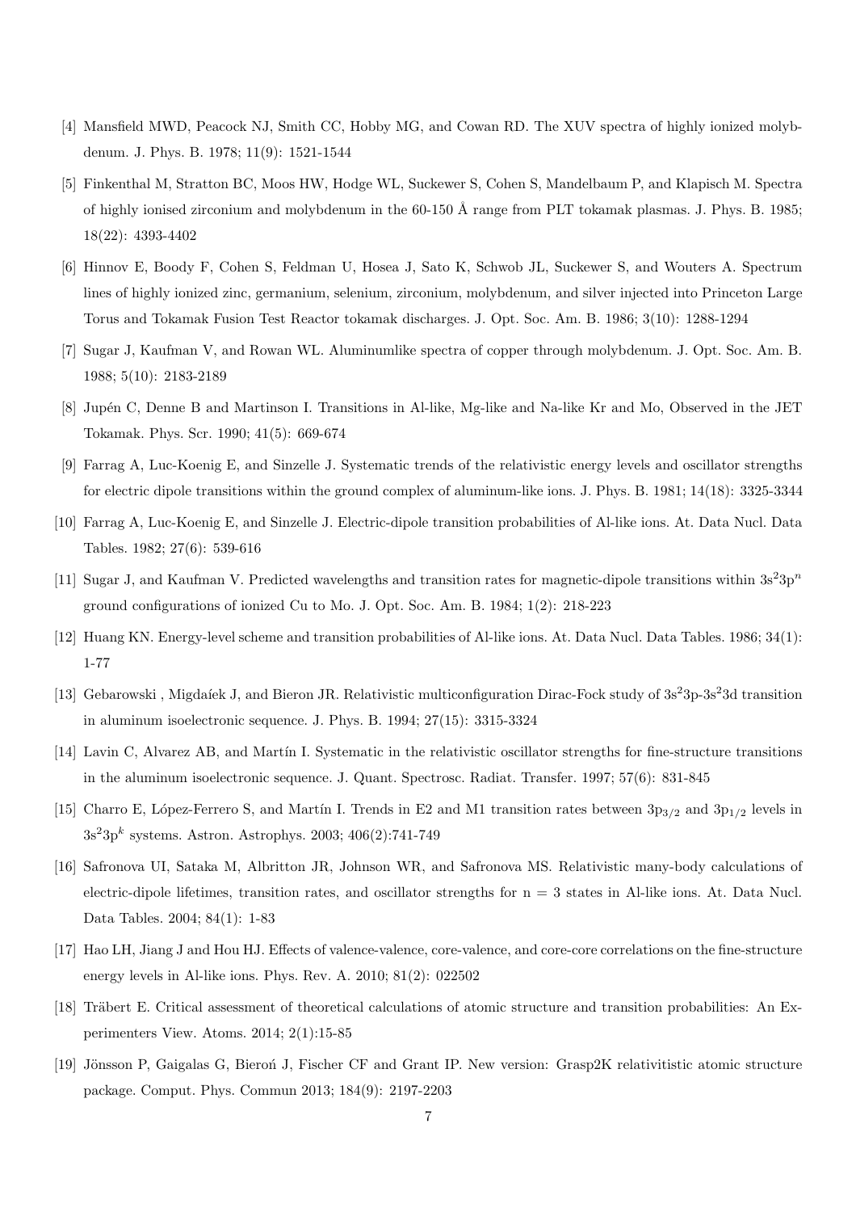[4] Mansfield MWD, Peacock NJ, Smith CC, Hobby MG, and Cowan RD. The XUV spectra of highly ionized molybdenum. J. Phys. B. 1978; 11(9): 1521-1544

[5] Finkenthal M, Stratton BC, Moos HW, Hodge WL, Suckewer S, Cohen S, Mandelbaum P, and Klapisch M. Spectra of highly ionised zirconium and molybdenum in the 60-150 Å range from PLT tokamak plasmas. J. Phys. B. 1985; 18(22): 4393-4402

[6] Hinnov E, Boody F, Cohen S, Feldman U, Hosea J, Sato K, Schwob JL, Suckewer S, and Wouters A. Spectrum lines of highly ionized zinc, germanium, selenium, zirconium, molybdenum, and silver injected into Princeton Large Torus and Tokamak Fusion Test Reactor tokamak discharges. J. Opt. Soc. Am. B. 1986; 3(10): 1288-1294

[7] Sugar J, Kaufman V, and Rowan WL. Aluminumlike spectra of copper through molybdenum. J. Opt. Soc. Am. B. 1988; 5(10): 2183-2189

[8] Jupén C, Denne B and Martinson I. Transitions in Al-like, Mg-like and Na-like Kr and Mo, Observed in the JET Tokamak. Phys. Scr. 1990; 41(5): 669-674

[9] Farrag A, Luc-Koenig E, and Sinzelle J. Systematic trends of the relativistic energy levels and oscillator strengths for electric dipole transitions within the ground complex of aluminum-like ions. J. Phys. B. 1981; 14(18): 3325-3344

[10] Farrag A, Luc-Koenig E, and Sinzelle J. Electric-dipole transition probabilities of Al-like ions. At. Data Nucl. Data Tables. 1982; 27(6): 539-616

[11] Sugar J, and Kaufman V. Predicted wavelengths and transition rates for magnetic-dipole transitions within $3s^23p^n$ ground configurations of ionized Cu to Mo. J. Opt. Soc. Am. B. 1984; 1(2): 218-223

[12] Huang KN. Energy-level scheme and transition probabilities of Al-like ions. At. Data Nucl. Data Tables. 1986; 34(1): 1-77

[13] Gebarowski , Migdaíek J, and Bieron JR. Relativistic multiconfiguration Dirac-Fock study of $3s^23p$-$3s^23d$ transition in aluminum isoelectronic sequence. J. Phys. B. 1994; 27(15): 3315-3324

[14] Lavin C, Alvarez AB, and Martín I. Systematic in the relativistic oscillator strengths for fine-structure transitions in the aluminum isoelectronic sequence. J. Quant. Spectrosc. Radiat. Transfer. 1997; 57(6): 831-845

[15] Charro E, López-Ferrero S, and Martín I. Trends in E2 and M1 transition rates between $3p_{3/2}$ and $3p_{1/2}$ levels in $3s^23p^k$ systems. Astron. Astrophys. 2003; 406(2):741-749

[16] Safronova UI, Sataka M, Albritton JR, Johnson WR, and Safronova MS. Relativistic many-body calculations of electric-dipole lifetimes, transition rates, and oscillator strengths for n = 3 states in Al-like ions. At. Data Nucl. Data Tables. 2004; 84(1): 1-83

[17] Hao LH, Jiang J and Hou HJ. Effects of valence-valence, core-valence, and core-core correlations on the fine-structure energy levels in Al-like ions. Phys. Rev. A. 2010; 81(2): 022502

[18] Träbert E. Critical assessment of theoretical calculations of atomic structure and transition probabilities: An Experimenters View. Atoms. 2014; 2(1):15-85

[19] Jönsson P, Gaigalas G, Bieroń J, Fischer CF and Grant IP. New version: Grasp2K relativitistic atomic structure package. Comput. Phys. Commun 2013; 184(9): 2197-2203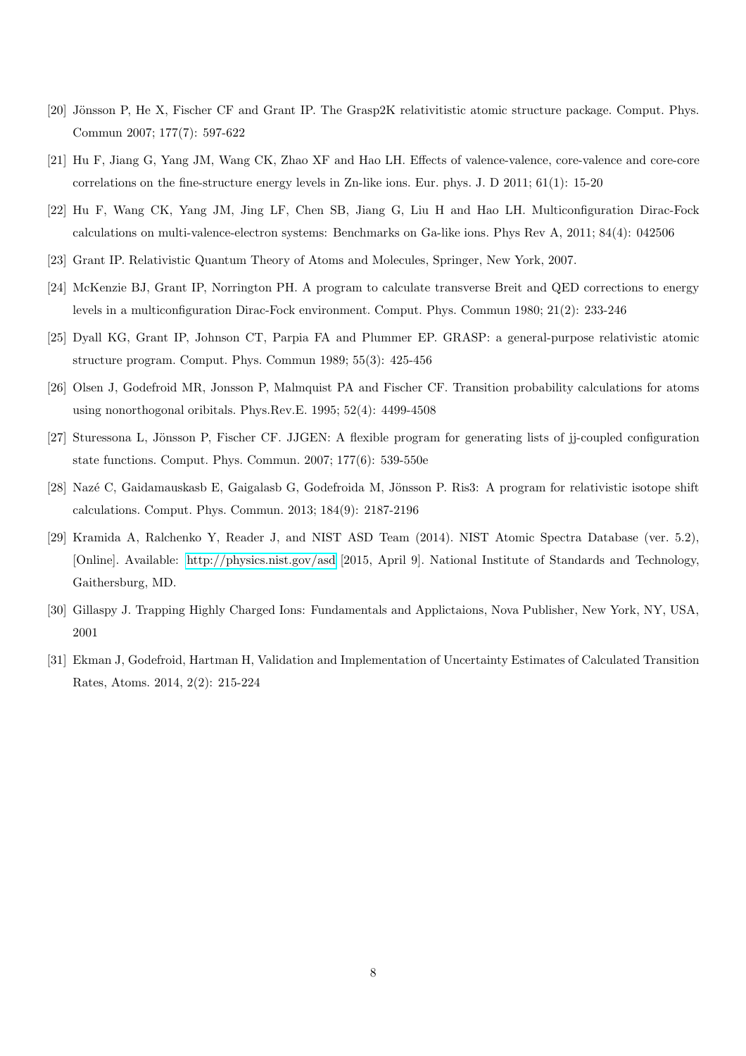[20] Jönsson P, He X, Fischer CF and Grant IP. The Grasp2K relativitistic atomic structure package. Comput. Phys. Commun 2007; 177(7): 597-622

[21] Hu F, Jiang G, Yang JM, Wang CK, Zhao XF and Hao LH. Effects of valence-valence, core-valence and core-core correlations on the fine-structure energy levels in Zn-like ions. Eur. phys. J. D 2011; 61(1): 15-20

[22] Hu F, Wang CK, Yang JM, Jing LF, Chen SB, Jiang G, Liu H and Hao LH. Multiconfiguration Dirac-Fock calculations on multi-valence-electron systems: Benchmarks on Ga-like ions. Phys Rev A, 2011; 84(4): 042506

[23] Grant IP. Relativistic Quantum Theory of Atoms and Molecules, Springer, New York, 2007.

[24] McKenzie BJ, Grant IP, Norrington PH. A program to calculate transverse Breit and QED corrections to energy levels in a multiconfiguration Dirac-Fock environment. Comput. Phys. Commun 1980; 21(2): 233-246

[25] Dyall KG, Grant IP, Johnson CT, Parpia FA and Plummer EP. GRASP: a general-purpose relativistic atomic structure program. Comput. Phys. Commun 1989; 55(3): 425-456

[26] Olsen J, Godefroid MR, Jonsson P, Malmquist PA and Fischer CF. Transition probability calculations for atoms using nonorthogonal oribitals. Phys.Rev.E. 1995; 52(4): 4499-4508

[27] Sturessona L, Jönsson P, Fischer CF. JJGEN: A flexible program for generating lists of jj-coupled configuration state functions. Comput. Phys. Commun. 2007; 177(6): 539-550e

[28] Nazé C, Gaidamauskasb E, Gaigalasb G, Godefroida M, Jönsson P. Ris3: A program for relativistic isotope shift calculations. Comput. Phys. Commun. 2013; 184(9): 2187-2196

[29] Kramida A, Ralchenko Y, Reader J, and NIST ASD Team (2014). NIST Atomic Spectra Database (ver. 5.2), [Online]. Available: http://physics.nist.gov/asd [2015, April 9]. National Institute of Standards and Technology, Gaithersburg, MD.

[30] Gillaspy J. Trapping Highly Charged Ions: Fundamentals and Applictaions, Nova Publisher, New York, NY, USA, 2001

[31] Ekman J, Godefroid, Hartman H, Validation and Implementation of Uncertainty Estimates of Calculated Transition Rates, Atoms. 2014, 2(2): 215-224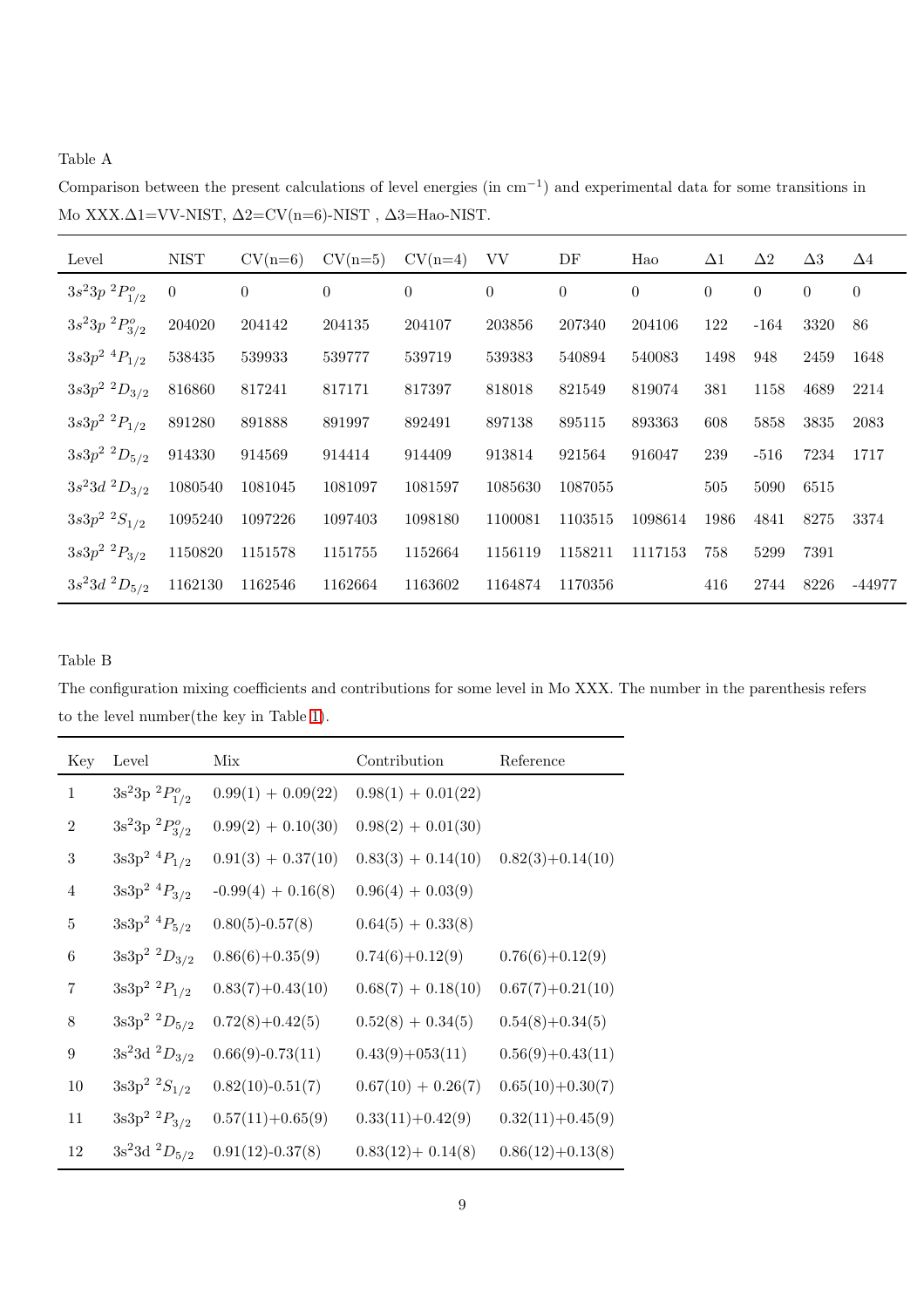Table A

Comparison between the present calculations of level energies (in cm$^{-1}$) and experimental data for some transitions in Mo XXX.Δ1=VV-NIST, Δ2=CV(n=6)-NIST , Δ3=Hao-NIST.

| Level | NIST | CV(n=6) | CV(n=5) | CV(n=4) | VV | DF | Hao | Δ1 | Δ2 | Δ3 | Δ4 |
|---|---|---|---|---|---|---|---|---|---|---|---|
| $3s^23p\ ^2P^o_{1/2}$ | 0 | 0 | 0 | 0 | 0 | 0 | 0 | 0 | 0 | 0 | 0 |
| $3s^23p\ ^2P^o_{3/2}$ | 204020 | 204142 | 204135 | 204107 | 203856 | 207340 | 204106 | 122 | -164 | 3320 | 86 |
| $3s3p^2\ ^4P_{1/2}$ | 538435 | 539933 | 539777 | 539719 | 539383 | 540894 | 540083 | 1498 | 948 | 2459 | 1648 |
| $3s3p^2\ ^2D_{3/2}$ | 816860 | 817241 | 817171 | 817397 | 818018 | 821549 | 819074 | 381 | 1158 | 4689 | 2214 |
| $3s3p^2\ ^2P_{1/2}$ | 891280 | 891888 | 891997 | 892491 | 897138 | 895115 | 893363 | 608 | 5858 | 3835 | 2083 |
| $3s3p^2\ ^2D_{5/2}$ | 914330 | 914569 | 914414 | 914409 | 913814 | 921564 | 916047 | 239 | -516 | 7234 | 1717 |
| $3s^23d\ ^2D_{3/2}$ | 1080540 | 1081045 | 1081097 | 1081597 | 1085630 | 1087055 | | 505 | 5090 | 6515 | |
| $3s3p^2\ ^2S_{1/2}$ | 1095240 | 1097226 | 1097403 | 1098180 | 1100081 | 1103515 | 1098614 | 1986 | 4841 | 8275 | 3374 |
| $3s3p^2\ ^2P_{3/2}$ | 1150820 | 1151578 | 1151755 | 1152664 | 1156119 | 1158211 | 1117153 | 758 | 5299 | 7391 | |
| $3s^23d\ ^2D_{5/2}$ | 1162130 | 1162546 | 1162664 | 1163602 | 1164874 | 1170356 | | 416 | 2744 | 8226 | -44977 |

Table B

The configuration mixing coefficients and contributions for some level in Mo XXX. The number in the parenthesis refers to the level number(the key in Table 1).

| Key | Level | Mix | Contribution | Reference |
|---|---|---|---|---|
| 1 | 3s$^2$3p $^2P^o_{1/2}$ | 0.99(1) + 0.09(22) | 0.98(1) + 0.01(22) | |
| 2 | 3s$^2$3p $^2P^o_{3/2}$ | 0.99(2) + 0.10(30) | 0.98(2) + 0.01(30) | |
| 3 | 3s3p$^2$ $^4P_{1/2}$ | 0.91(3) + 0.37(10) | 0.83(3) + 0.14(10) | 0.82(3)+0.14(10) |
| 4 | 3s3p$^2$ $^4P_{3/2}$ | -0.99(4) + 0.16(8) | 0.96(4) + 0.03(9) | |
| 5 | 3s3p$^2$ $^4P_{5/2}$ | 0.80(5)-0.57(8) | 0.64(5) + 0.33(8) | |
| 6 | 3s3p$^2$ $^2D_{3/2}$ | 0.86(6)+0.35(9) | 0.74(6)+0.12(9) | 0.76(6)+0.12(9) |
| 7 | 3s3p$^2$ $^2P_{1/2}$ | 0.83(7)+0.43(10) | 0.68(7) + 0.18(10) | 0.67(7)+0.21(10) |
| 8 | 3s3p$^2$ $^2D_{5/2}$ | 0.72(8)+0.42(5) | 0.52(8) + 0.34(5) | 0.54(8)+0.34(5) |
| 9 | 3s$^2$3d $^2D_{3/2}$ | 0.66(9)-0.73(11) | 0.43(9)+053(11) | 0.56(9)+0.43(11) |
| 10 | 3s3p$^2$ $^2S_{1/2}$ | 0.82(10)-0.51(7) | 0.67(10) + 0.26(7) | 0.65(10)+0.30(7) |
| 11 | 3s3p$^2$ $^2P_{3/2}$ | 0.57(11)+0.65(9) | 0.33(11)+0.42(9) | 0.32(11)+0.45(9) |
| 12 | 3s$^2$3d $^2D_{5/2}$ | 0.91(12)-0.37(8) | 0.83(12)+ 0.14(8) | 0.86(12)+0.13(8) |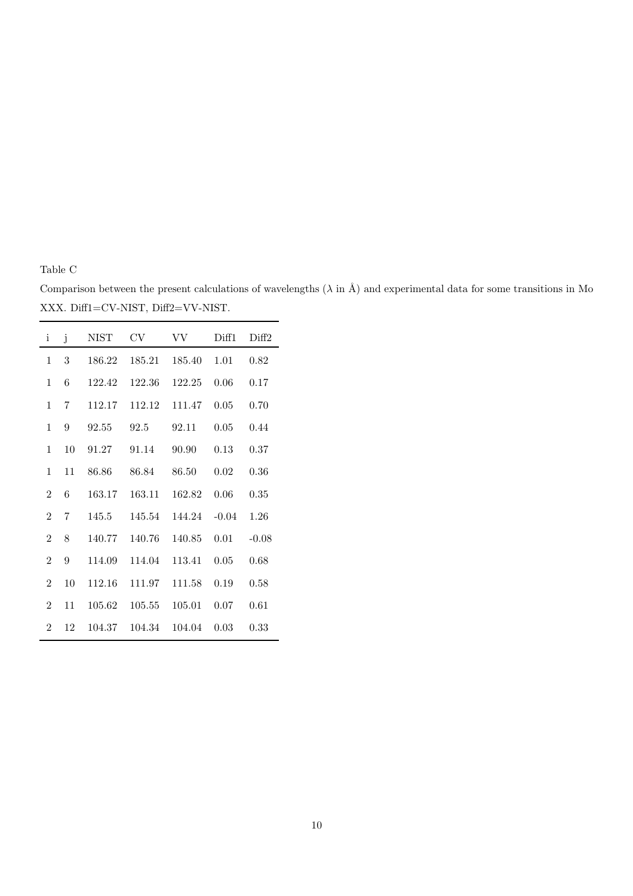Table C

Comparison between the present calculations of wavelengths ($\lambda$ in Å) and experimental data for some transitions in Mo XXX. Diff1=CV-NIST, Diff2=VV-NIST.

| i | j | NIST | CV | VV | Diff1 | Diff2 |
|---|---|---|---|---|---|---|
| 1 | 3 | 186.22 | 185.21 | 185.40 | 1.01 | 0.82 |
| 1 | 6 | 122.42 | 122.36 | 122.25 | 0.06 | 0.17 |
| 1 | 7 | 112.17 | 112.12 | 111.47 | 0.05 | 0.70 |
| 1 | 9 | 92.55 | 92.5 | 92.11 | 0.05 | 0.44 |
| 1 | 10 | 91.27 | 91.14 | 90.90 | 0.13 | 0.37 |
| 1 | 11 | 86.86 | 86.84 | 86.50 | 0.02 | 0.36 |
| 2 | 6 | 163.17 | 163.11 | 162.82 | 0.06 | 0.35 |
| 2 | 7 | 145.5 | 145.54 | 144.24 | -0.04 | 1.26 |
| 2 | 8 | 140.77 | 140.76 | 140.85 | 0.01 | -0.08 |
| 2 | 9 | 114.09 | 114.04 | 113.41 | 0.05 | 0.68 |
| 2 | 10 | 112.16 | 111.97 | 111.58 | 0.19 | 0.58 |
| 2 | 11 | 105.62 | 105.55 | 105.01 | 0.07 | 0.61 |
| 2 | 12 | 104.37 | 104.34 | 104.04 | 0.03 | 0.33 |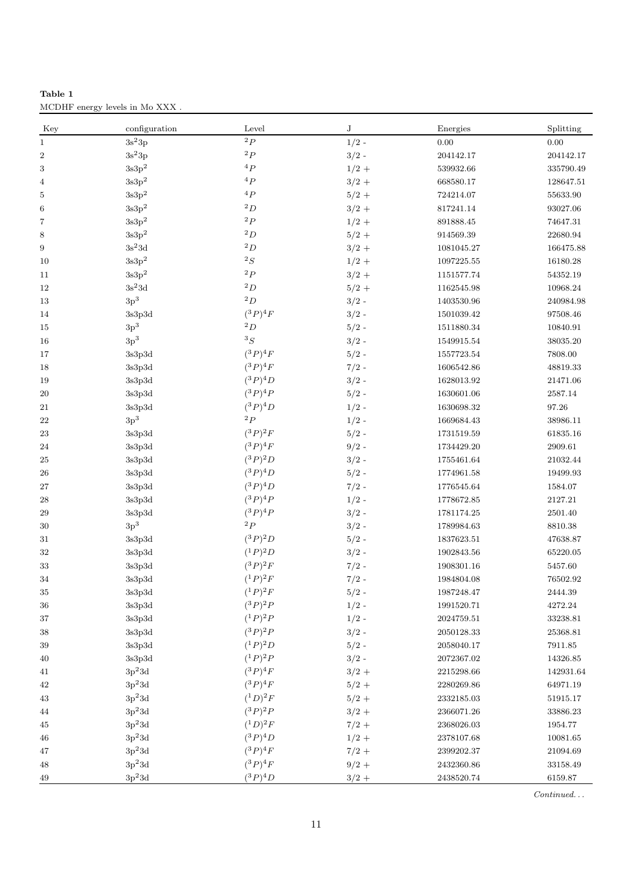**Table 1**
MCDHF energy levels in Mo XXX .

| Key | configuration | Level | J | Energies | Splitting |
|---|---|---|---|---|---|
| 1 | $3s^23p$ | $^2P$ | $1/2$ - | 0.00 | 0.00 |
| 2 | $3s^23p$ | $^2P$ | $3/2$ - | 204142.17 | 204142.17 |
| 3 | $3s3p^2$ | $^4P$ | $1/2$ + | 539932.66 | 335790.49 |
| 4 | $3s3p^2$ | $^4P$ | $3/2$ + | 668580.17 | 128647.51 |
| 5 | $3s3p^2$ | $^4P$ | $5/2$ + | 724214.07 | 55633.90 |
| 6 | $3s3p^2$ | $^2D$ | $3/2$ + | 817241.14 | 93027.06 |
| 7 | $3s3p^2$ | $^2P$ | $1/2$ + | 891888.45 | 74647.31 |
| 8 | $3s3p^2$ | $^2D$ | $5/2$ + | 914569.39 | 22680.94 |
| 9 | $3s^23d$ | $^2D$ | $3/2$ + | 1081045.27 | 166475.88 |
| 10 | $3s3p^2$ | $^2S$ | $1/2$ + | 1097225.55 | 16180.28 |
| 11 | $3s3p^2$ | $^2P$ | $3/2$ + | 1151577.74 | 54352.19 |
| 12 | $3s^23d$ | $^2D$ | $5/2$ + | 1162545.98 | 10968.24 |
| 13 | $3p^3$ | $^2D$ | $3/2$ - | 1403530.96 | 240984.98 |
| 14 | 3s3p3d | $(^3P)^4F$ | $3/2$ - | 1501039.42 | 97508.46 |
| 15 | $3p^3$ | $^2D$ | $5/2$ - | 1511880.34 | 10840.91 |
| 16 | $3p^3$ | $^3S$ | $3/2$ - | 1549915.54 | 38035.20 |
| 17 | 3s3p3d | $(^3P)^4F$ | $5/2$ - | 1557723.54 | 7808.00 |
| 18 | 3s3p3d | $(^3P)^4F$ | $7/2$ - | 1606542.86 | 48819.33 |
| 19 | 3s3p3d | $(^3P)^4D$ | $3/2$ - | 1628013.92 | 21471.06 |
| 20 | 3s3p3d | $(^3P)^4P$ | $5/2$ - | 1630601.06 | 2587.14 |
| 21 | 3s3p3d | $(^3P)^4D$ | $1/2$ - | 1630698.32 | 97.26 |
| 22 | $3p^3$ | $^2P$ | $1/2$ - | 1669684.43 | 38986.11 |
| 23 | 3s3p3d | $(^3P)^2F$ | $5/2$ - | 1731519.59 | 61835.16 |
| 24 | 3s3p3d | $(^3P)^4F$ | $9/2$ - | 1734429.20 | 2909.61 |
| 25 | 3s3p3d | $(^3P)^2D$ | $3/2$ - | 1755461.64 | 21032.44 |
| 26 | 3s3p3d | $(^3P)^4D$ | $5/2$ - | 1774961.58 | 19499.93 |
| 27 | 3s3p3d | $(^3P)^4D$ | $7/2$ - | 1776545.64 | 1584.07 |
| 28 | 3s3p3d | $(^3P)^4P$ | $1/2$ - | 1778672.85 | 2127.21 |
| 29 | 3s3p3d | $(^3P)^4P$ | $3/2$ - | 1781174.25 | 2501.40 |
| 30 | $3p^3$ | $^2P$ | $3/2$ - | 1789984.63 | 8810.38 |
| 31 | 3s3p3d | $(^3P)^2D$ | $5/2$ - | 1837623.51 | 47638.87 |
| 32 | 3s3p3d | $(^1P)^2D$ | $3/2$ - | 1902843.56 | 65220.05 |
| 33 | 3s3p3d | $(^3P)^2F$ | $7/2$ - | 1908301.16 | 5457.60 |
| 34 | 3s3p3d | $(^1P)^2F$ | $7/2$ - | 1984804.08 | 76502.92 |
| 35 | 3s3p3d | $(^1P)^2F$ | $5/2$ - | 1987248.47 | 2444.39 |
| 36 | 3s3p3d | $(^3P)^2P$ | $1/2$ - | 1991520.71 | 4272.24 |
| 37 | 3s3p3d | $(^1P)^2P$ | $1/2$ - | 2024759.51 | 33238.81 |
| 38 | 3s3p3d | $(^3P)^2P$ | $3/2$ - | 2050128.33 | 25368.81 |
| 39 | 3s3p3d | $(^1P)^2D$ | $5/2$ - | 2058040.17 | 7911.85 |
| 40 | 3s3p3d | $(^1P)^2P$ | $3/2$ - | 2072367.02 | 14326.85 |
| 41 | $3p^23d$ | $(^3P)^4F$ | $3/2$ + | 2215298.66 | 142931.64 |
| 42 | $3p^23d$ | $(^3P)^4F$ | $5/2$ + | 2280269.86 | 64971.19 |
| 43 | $3p^23d$ | $(^1D)^2F$ | $5/2$ + | 2332185.03 | 51915.17 |
| 44 | $3p^23d$ | $(^3P)^2P$ | $3/2$ + | 2366071.26 | 33886.23 |
| 45 | $3p^23d$ | $(^1D)^2F$ | $7/2$ + | 2368026.03 | 1954.77 |
| 46 | $3p^23d$ | $(^3P)^4D$ | $1/2$ + | 2378107.68 | 10081.65 |
| 47 | $3p^23d$ | $(^3P)^4F$ | $7/2$ + | 2399202.37 | 21094.69 |
| 48 | $3p^23d$ | $(^3P)^4F$ | $9/2$ + | 2432360.86 | 33158.49 |
| 49 | $3p^23d$ | $(^3P)^4D$ | $3/2$ + | 2438520.74 | 6159.87 |

*Continued...*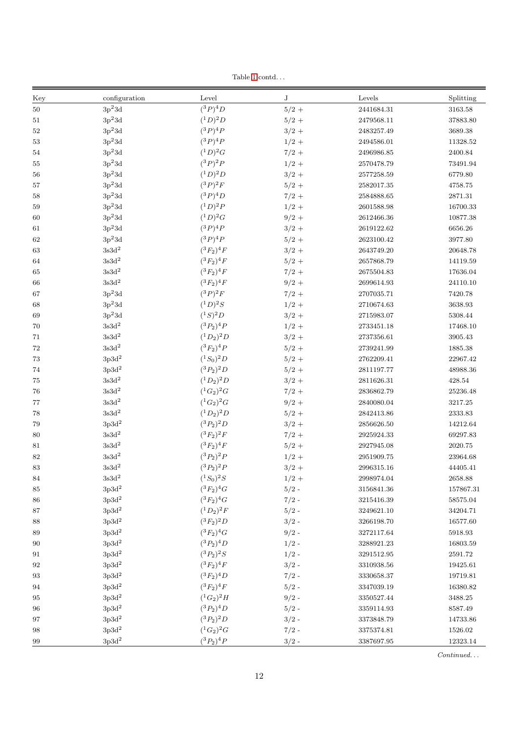Table 1 contd…

| Key | configuration | Level | J | Levels | Splitting |
|---|---|---|---|---|---|
| 50 | $3p^23d$ | $(^3P)^4D$ | $5/2 +$ | 2441684.31 | 3163.58 |
| 51 | $3p^23d$ | $(^1D)^2D$ | $5/2 +$ | 2479568.11 | 37883.80 |
| 52 | $3p^23d$ | $(^3P)^4P$ | $3/2 +$ | 2483257.49 | 3689.38 |
| 53 | $3p^23d$ | $(^3P)^4P$ | $1/2 +$ | 2494586.01 | 11328.52 |
| 54 | $3p^23d$ | $(^1D)^2G$ | $7/2 +$ | 2496986.85 | 2400.84 |
| 55 | $3p^23d$ | $(^3P)^2P$ | $1/2 +$ | 2570478.79 | 73491.94 |
| 56 | $3p^23d$ | $(^1D)^2D$ | $3/2 +$ | 2577258.59 | 6779.80 |
| 57 | $3p^23d$ | $(^3P)^2F$ | $5/2 +$ | 2582017.35 | 4758.75 |
| 58 | $3p^23d$ | $(^3P)^4D$ | $7/2 +$ | 2584888.65 | 2871.31 |
| 59 | $3p^23d$ | $(^1D)^2P$ | $1/2 +$ | 2601588.98 | 16700.33 |
| 60 | $3p^23d$ | $(^1D)^2G$ | $9/2 +$ | 2612466.36 | 10877.38 |
| 61 | $3p^23d$ | $(^3P)^4P$ | $3/2 +$ | 2619122.62 | 6656.26 |
| 62 | $3p^23d$ | $(^3P)^4P$ | $5/2 +$ | 2623100.42 | 3977.80 |
| 63 | $3s3d^2$ | $(^3F_2)^4F$ | $3/2 +$ | 2643749.20 | 20648.78 |
| 64 | $3s3d^2$ | $(^3F_2)^4F$ | $5/2 +$ | 2657868.79 | 14119.59 |
| 65 | $3s3d^2$ | $(^3F_2)^4F$ | $7/2 +$ | 2675504.83 | 17636.04 |
| 66 | $3s3d^2$ | $(^3F_2)^4F$ | $9/2 +$ | 2699614.93 | 24110.10 |
| 67 | $3p^23d$ | $(^3P)^2F$ | $7/2 +$ | 2707035.71 | 7420.78 |
| 68 | $3p^23d$ | $(^1D)^2S$ | $1/2 +$ | 2710674.63 | 3638.93 |
| 69 | $3p^23d$ | $(^1S)^2D$ | $3/2 +$ | 2715983.07 | 5308.44 |
| 70 | $3s3d^2$ | $(^3P_2)^4P$ | $1/2 +$ | 2733451.18 | 17468.10 |
| 71 | $3s3d^2$ | $(^1D_2)^2D$ | $3/2 +$ | 2737356.61 | 3905.43 |
| 72 | $3s3d^2$ | $(^3F_2)^4P$ | $5/2 +$ | 2739241.99 | 1885.38 |
| 73 | $3p3d^2$ | $(^1S_0)^2D$ | $5/2 +$ | 2762209.41 | 22967.42 |
| 74 | $3p3d^2$ | $(^3P_2)^2D$ | $5/2 +$ | 2811197.77 | 48988.36 |
| 75 | $3s3d^2$ | $(^1D_2)^2D$ | $3/2 +$ | 2811626.31 | 428.54 |
| 76 | $3s3d^2$ | $(^1G_2)^2G$ | $7/2 +$ | 2836862.79 | 25236.48 |
| 77 | $3s3d^2$ | $(^1G_2)^2G$ | $9/2 +$ | 2840080.04 | 3217.25 |
| 78 | $3s3d^2$ | $(^1D_2)^2D$ | $5/2 +$ | 2842413.86 | 2333.83 |
| 79 | $3p3d^2$ | $(^3P_2)^2D$ | $3/2 +$ | 2856626.50 | 14212.64 |
| 80 | $3s3d^2$ | $(^3F_2)^2F$ | $7/2 +$ | 2925924.33 | 69297.83 |
| 81 | $3s3d^2$ | $(^3F_2)^4F$ | $5/2 +$ | 2927945.08 | 2020.75 |
| 82 | $3s3d^2$ | $(^3P_2)^2P$ | $1/2 +$ | 2951909.75 | 23964.68 |
| 83 | $3s3d^2$ | $(^3P_2)^2P$ | $3/2 +$ | 2996315.16 | 44405.41 |
| 84 | $3s3d^2$ | $(^1S_0)^2S$ | $1/2 +$ | 2998974.04 | 2658.88 |
| 85 | $3p3d^2$ | $(^3F_2)^4G$ | $5/2$ - | 3156841.36 | 157867.31 |
| 86 | $3p3d^2$ | $(^3F_2)^4G$ | $7/2$ - | 3215416.39 | 58575.04 |
| 87 | $3p3d^2$ | $(^1D_2)^2F$ | $5/2$ - | 3249621.10 | 34204.71 |
| 88 | $3p3d^2$ | $(^3F_2)^2D$ | $3/2$ - | 3266198.70 | 16577.60 |
| 89 | $3p3d^2$ | $(^3F_2)^4G$ | $9/2$ - | 3272117.64 | 5918.93 |
| 90 | $3p3d^2$ | $(^3P_2)^4D$ | $1/2$ - | 3288921.23 | 16803.59 |
| 91 | $3p3d^2$ | $(^3P_2)^2S$ | $1/2$ - | 3291512.95 | 2591.72 |
| 92 | $3p3d^2$ | $(^3F_2)^4F$ | $3/2$ - | 3310938.56 | 19425.61 |
| 93 | $3p3d^2$ | $(^3F_2)^4D$ | $7/2$ - | 3330658.37 | 19719.81 |
| 94 | $3p3d^2$ | $(^3F_2)^4F$ | $5/2$ - | 3347039.19 | 16380.82 |
| 95 | $3p3d^2$ | $(^1G_2)^2H$ | $9/2$ - | 3350527.44 | 3488.25 |
| 96 | $3p3d^2$ | $(^3P_2)^4D$ | $5/2$ - | 3359114.93 | 8587.49 |
| 97 | $3p3d^2$ | $(^3P_2)^2D$ | $3/2$ - | 3373848.79 | 14733.86 |
| 98 | $3p3d^2$ | $(^1G_2)^2G$ | $7/2$ - | 3375374.81 | 1526.02 |
| 99 | $3p3d^2$ | $(^3P_2)^4P$ | $3/2$ - | 3387697.95 | 12323.14 |

*Continued…*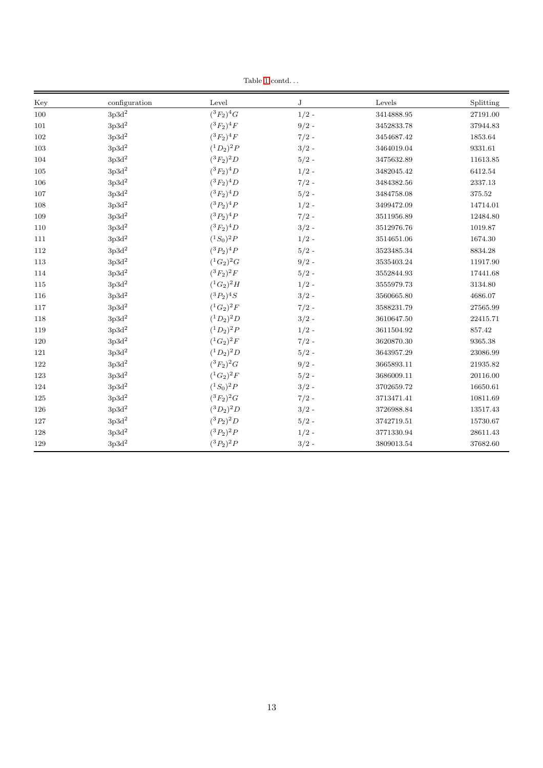Table 1 contd. . .

| Key | configuration | Level | J | Levels | Splitting |
|---|---|---|---|---|---|
| 100 | 3p3d$^2$ | $(^3F_2)^4G$ | 1/2 - | 3414888.95 | 27191.00 |
| 101 | 3p3d$^2$ | $(^3F_2)^4F$ | 9/2 - | 3452833.78 | 37944.83 |
| 102 | 3p3d$^2$ | $(^3F_2)^4F$ | 7/2 - | 3454687.42 | 1853.64 |
| 103 | 3p3d$^2$ | $(^1D_2)^2P$ | 3/2 - | 3464019.04 | 9331.61 |
| 104 | 3p3d$^2$ | $(^3F_2)^2D$ | 5/2 - | 3475632.89 | 11613.85 |
| 105 | 3p3d$^2$ | $(^3F_2)^4D$ | 1/2 - | 3482045.42 | 6412.54 |
| 106 | 3p3d$^2$ | $(^3F_2)^4D$ | 7/2 - | 3484382.56 | 2337.13 |
| 107 | 3p3d$^2$ | $(^3F_2)^4D$ | 5/2 - | 3484758.08 | 375.52 |
| 108 | 3p3d$^2$ | $(^3P_2)^4P$ | 1/2 - | 3499472.09 | 14714.01 |
| 109 | 3p3d$^2$ | $(^3P_2)^4P$ | 7/2 - | 3511956.89 | 12484.80 |
| 110 | 3p3d$^2$ | $(^3F_2)^4D$ | 3/2 - | 3512976.76 | 1019.87 |
| 111 | 3p3d$^2$ | $(^1S_0)^2P$ | 1/2 - | 3514651.06 | 1674.30 |
| 112 | 3p3d$^2$ | $(^3P_2)^4P$ | 5/2 - | 3523485.34 | 8834.28 |
| 113 | 3p3d$^2$ | $(^1G_2)^2G$ | 9/2 - | 3535403.24 | 11917.90 |
| 114 | 3p3d$^2$ | $(^3F_2)^2F$ | 5/2 - | 3552844.93 | 17441.68 |
| 115 | 3p3d$^2$ | $(^1G_2)^2H$ | 1/2 - | 3555979.73 | 3134.80 |
| 116 | 3p3d$^2$ | $(^3P_2)^4S$ | 3/2 - | 3560665.80 | 4686.07 |
| 117 | 3p3d$^2$ | $(^1G_2)^2F$ | 7/2 - | 3588231.79 | 27565.99 |
| 118 | 3p3d$^2$ | $(^1D_2)^2D$ | 3/2 - | 3610647.50 | 22415.71 |
| 119 | 3p3d$^2$ | $(^1D_2)^2P$ | 1/2 - | 3611504.92 | 857.42 |
| 120 | 3p3d$^2$ | $(^1G_2)^2F$ | 7/2 - | 3620870.30 | 9365.38 |
| 121 | 3p3d$^2$ | $(^1D_2)^2D$ | 5/2 - | 3643957.29 | 23086.99 |
| 122 | 3p3d$^2$ | $(^3F_2)^2G$ | 9/2 - | 3665893.11 | 21935.82 |
| 123 | 3p3d$^2$ | $(^1G_2)^2F$ | 5/2 - | 3686009.11 | 20116.00 |
| 124 | 3p3d$^2$ | $(^1S_0)^2P$ | 3/2 - | 3702659.72 | 16650.61 |
| 125 | 3p3d$^2$ | $(^3F_2)^2G$ | 7/2 - | 3713471.41 | 10811.69 |
| 126 | 3p3d$^2$ | $(^3D_2)^2D$ | 3/2 - | 3726988.84 | 13517.43 |
| 127 | 3p3d$^2$ | $(^3P_2)^2D$ | 5/2 - | 3742719.51 | 15730.67 |
| 128 | 3p3d$^2$ | $(^3P_2)^2P$ | 1/2 - | 3771330.94 | 28611.43 |
| 129 | 3p3d$^2$ | $(^3P_2)^2P$ | 3/2 - | 3809013.54 | 37682.60 |